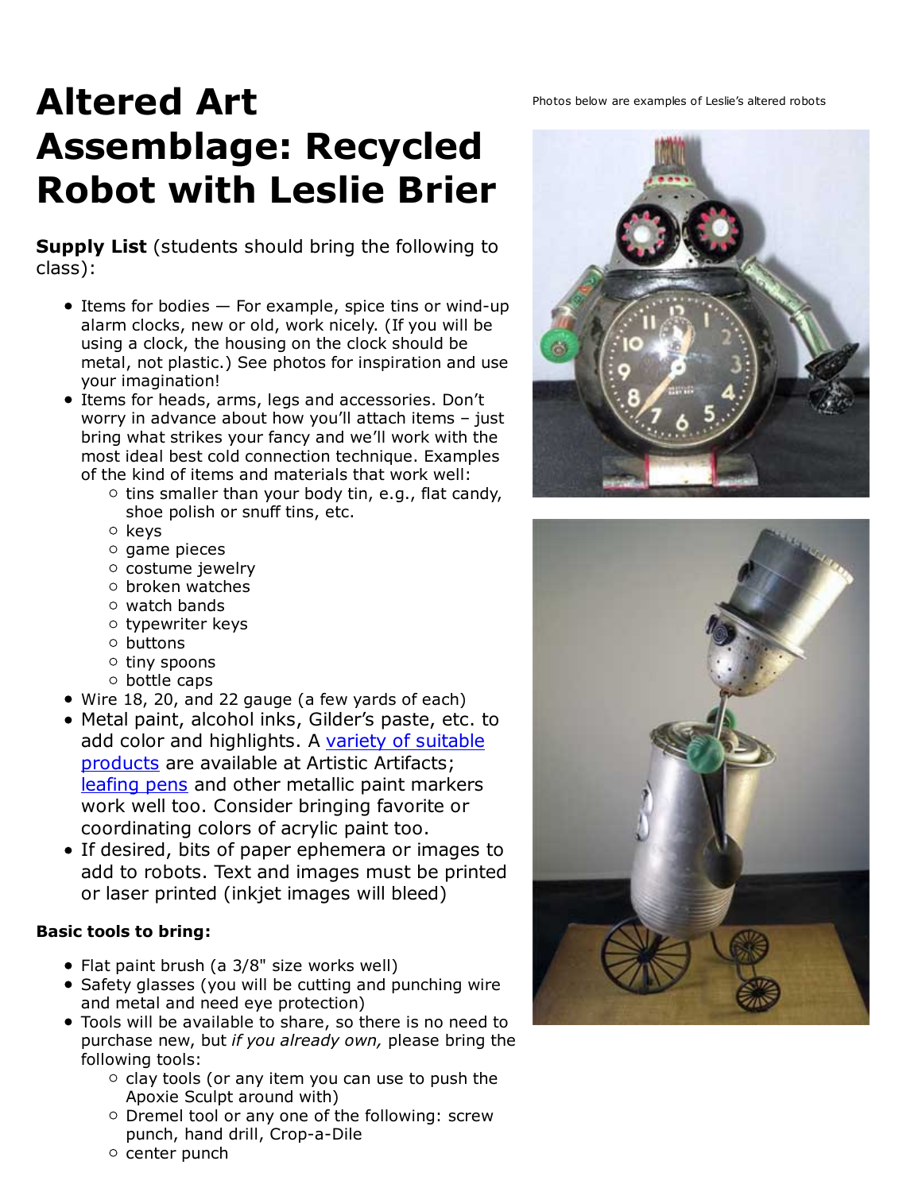# Altered Art Assemblage: Recycled Robot with Leslie Brier

Photos below are examples of Leslie's altered robots

**Supply List** (students should bring the following to class):

- Items for bodies — For example, spice tins or wind-up alarm clocks, new or old, work nicely. (If you will be using a clock, the housing on the clock should be metal, not plastic.) See photos for inspiration and use your imagination!
- Items for heads, arms, legs and accessories. Don't worry in advance about how you'll attach items – just bring what strikes your fancy and we'll work with the most ideal best cold connection technique. Examples of the kind of items and materials that work well:
  - tins smaller than your body tin, e.g., flat candy, shoe polish or snuff tins, etc.
  - keys
  - game pieces
  - costume jewelry
  - broken watches
  - watch bands
  - typewriter keys
  - buttons
  - tiny spoons
  - bottle caps
- Wire 18, 20, and 22 gauge (a few yards of each)
- Metal paint, alcohol inks, Gilder's paste, etc. to add color and highlights. A variety of suitable products are available at Artistic Artifacts; leafing pens and other metallic paint markers work well too. Consider bringing favorite or coordinating colors of acrylic paint too.
- If desired, bits of paper ephemera or images to add to robots. Text and images must be printed or laser printed (inkjet images will bleed)

**Basic tools to bring:**

- Flat paint brush (a 3/8" size works well)
- Safety glasses (you will be cutting and punching wire and metal and need eye protection)
- Tools will be available to share, so there is no need to purchase new, but *if you already own,* please bring the following tools:
  - clay tools (or any item you can use to push the Apoxie Sculpt around with)
  - Dremel tool or any one of the following: screw punch, hand drill, Crop-a-Dile
  - center punch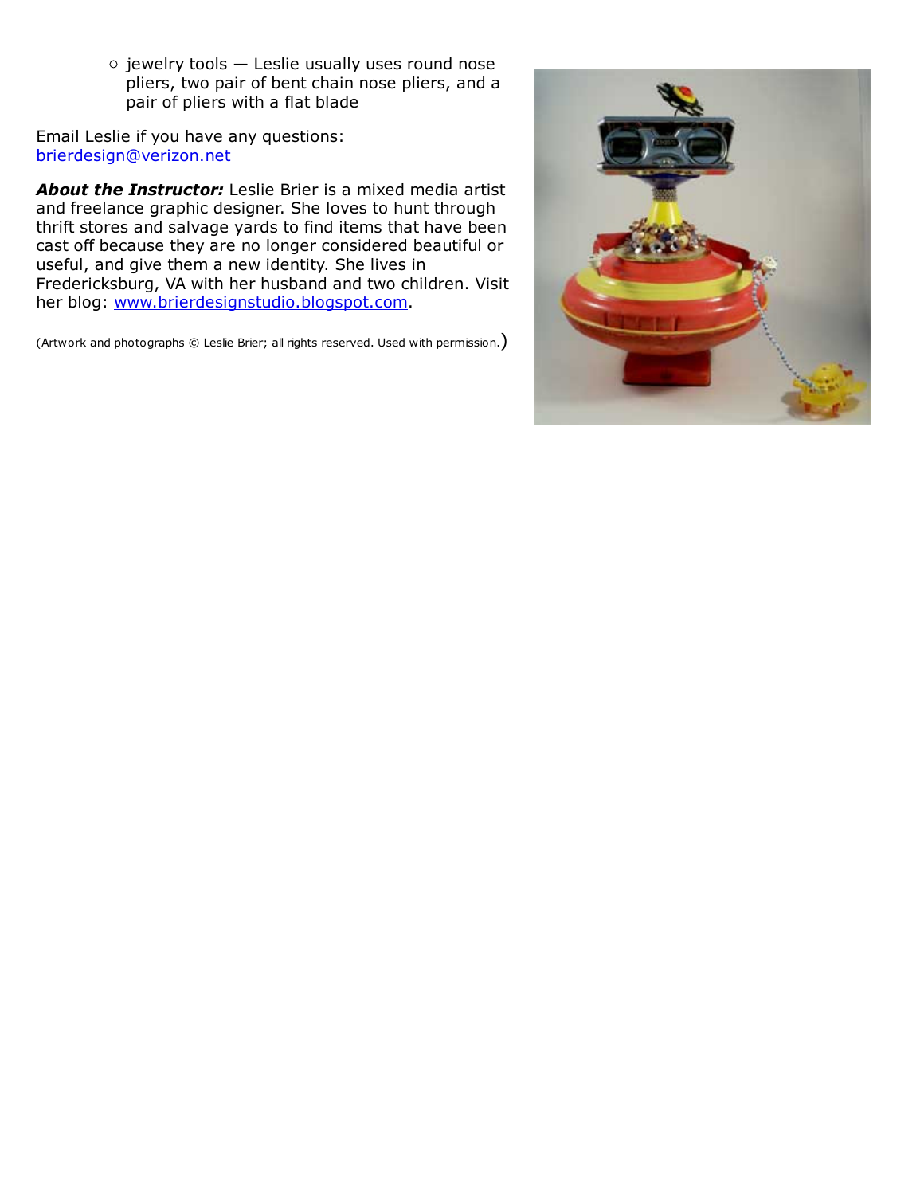- jewelry tools — Leslie usually uses round nose pliers, two pair of bent chain nose pliers, and a pair of pliers with a flat blade

Email Leslie if you have any questions: brierdesign@verizon.net

***About the Instructor:*** Leslie Brier is a mixed media artist and freelance graphic designer. She loves to hunt through thrift stores and salvage yards to find items that have been cast off because they are no longer considered beautiful or useful, and give them a new identity. She lives in Fredericksburg, VA with her husband and two children. Visit her blog: www.brierdesignstudio.blogspot.com.

(Artwork and photographs © Leslie Brier; all rights reserved. Used with permission.)